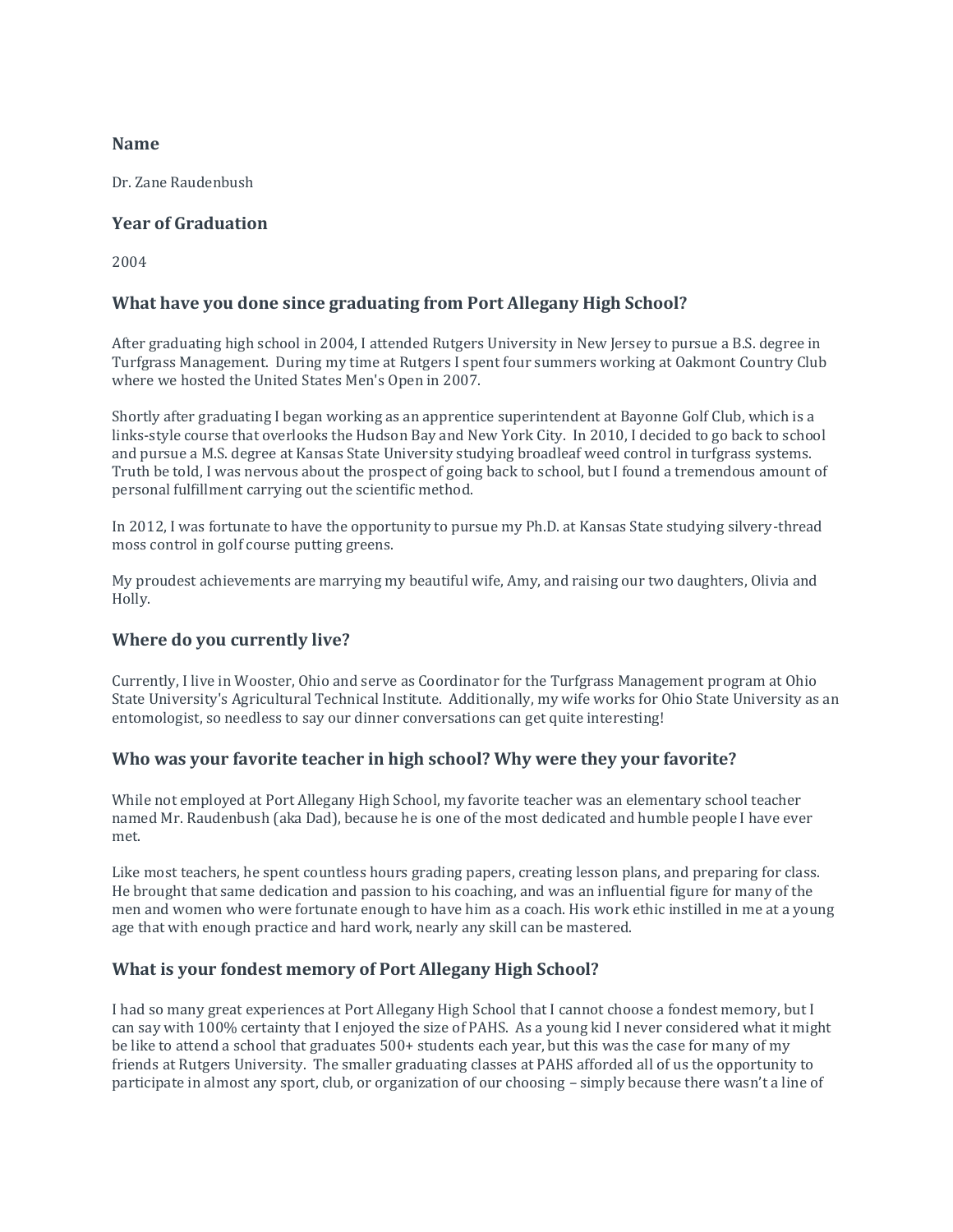### Name

Dr. Zane Raudenbush

### Year of Graduation

2004

### What have you done since graduating from Port Allegany High School?

After graduating high school in 2004, I attended Rutgers University in New Jersey to pursue a B.S. degree in Turfgrass Management. During my time at Rutgers I spent four summers working at Oakmont Country Club where we hosted the United States Men's Open in 2007.

Shortly after graduating I began working as an apprentice superintendent at Bayonne Golf Club, which is a links-style course that overlooks the Hudson Bay and New York City. In 2010, I decided to go back to school and pursue a M.S. degree at Kansas State University studying broadleaf weed control in turfgrass systems. Truth be told, I was nervous about the prospect of going back to school, but I found a tremendous amount of personal fulfillment carrying out the scientific method.

In 2012, I was fortunate to have the opportunity to pursue my Ph.D. at Kansas State studying silvery-thread moss control in golf course putting greens.

My proudest achievements are marrying my beautiful wife, Amy, and raising our two daughters, Olivia and Holly.

### Where do you currently live?

Currently, I live in Wooster, Ohio and serve as Coordinator for the Turfgrass Management program at Ohio State University's Agricultural Technical Institute. Additionally, my wife works for Ohio State University as an entomologist, so needless to say our dinner conversations can get quite interesting!

### Who was your favorite teacher in high school? Why were they your favorite?

While not employed at Port Allegany High School, my favorite teacher was an elementary school teacher named Mr. Raudenbush (aka Dad), because he is one of the most dedicated and humble people I have ever met.

Like most teachers, he spent countless hours grading papers, creating lesson plans, and preparing for class. He brought that same dedication and passion to his coaching, and was an influential figure for many of the men and women who were fortunate enough to have him as a coach. His work ethic instilled in me at a young age that with enough practice and hard work, nearly any skill can be mastered.

### What is your fondest memory of Port Allegany High School?

I had so many great experiences at Port Allegany High School that I cannot choose a fondest memory, but I can say with 100% certainty that I enjoyed the size of PAHS. As a young kid I never considered what it might be like to attend a school that graduates 500+ students each year, but this was the case for many of my friends at Rutgers University. The smaller graduating classes at PAHS afforded all of us the opportunity to participate in almost any sport, club, or organization of our choosing – simply because there wasn't a line of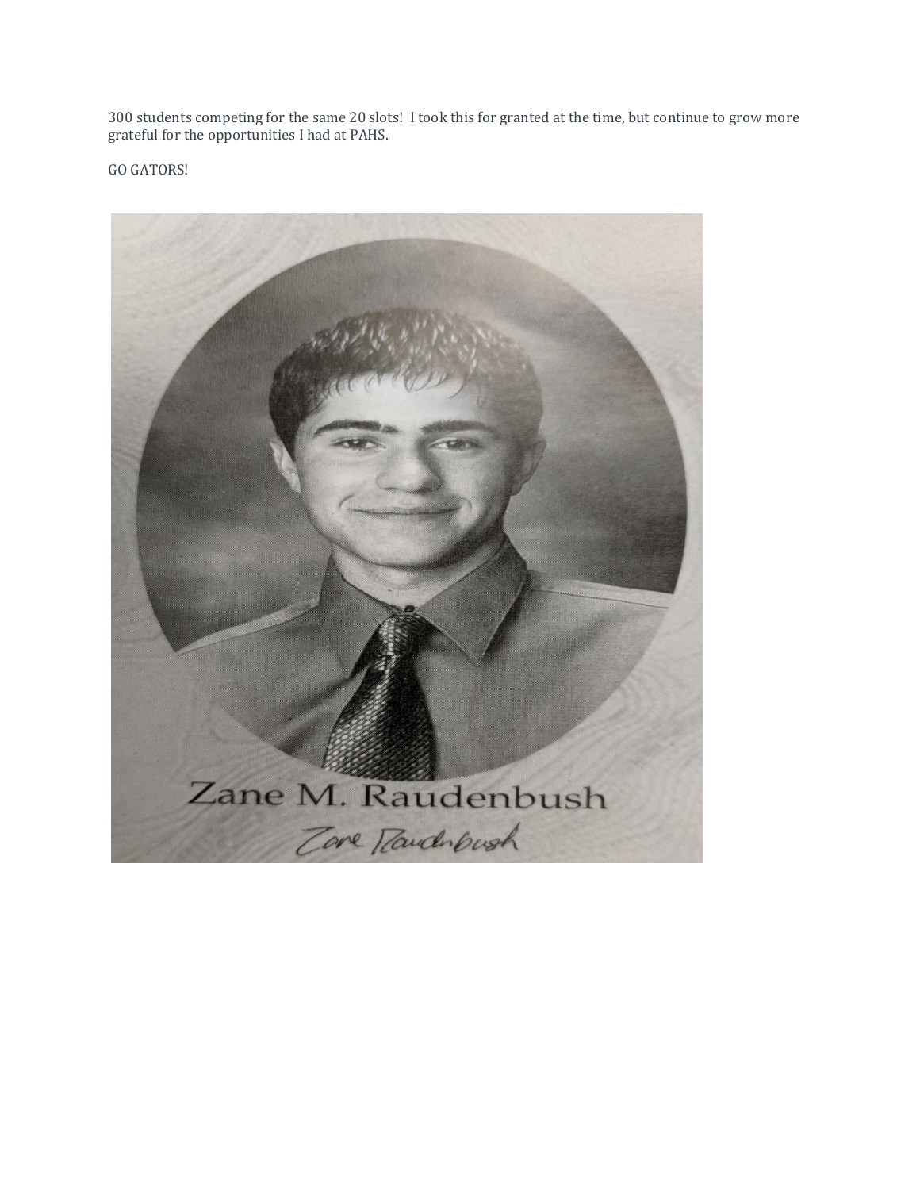300 students competing for the same 20 slots! I took this for granted at the time, but continue to grow more grateful for the opportunities I had at PAHS.

GO GATORS!